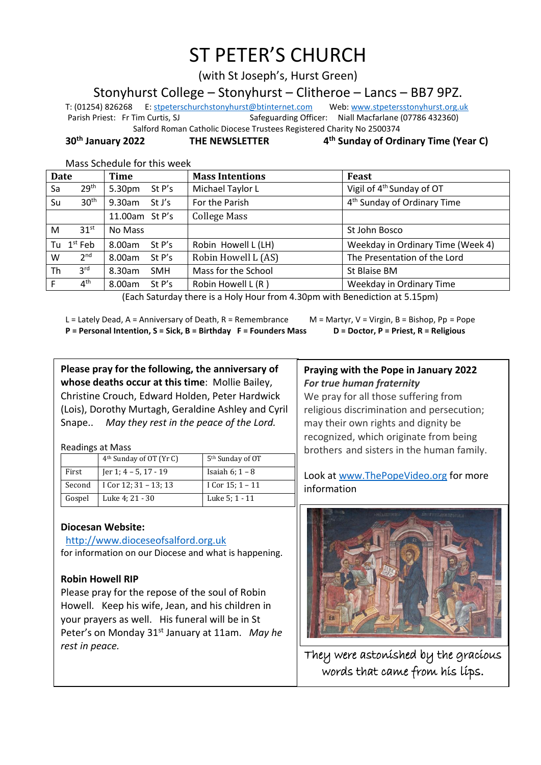# ST PETER'S CHURCH

(with St Joseph's, Hurst Green)

Stonyhurst College – Stonyhurst – Clitheroe – Lancs – BB7 9PZ.

T: (01254) 826268 E: stpeterschurchstonyhurst@btinternet.com Web: www.stpetersstonyhurst.org.uk

Parish Priest: Fr Tim Curtis, SJ Safeguarding Officer: Niall Macfarlane (07786 432360)

Salford Roman Catholic Diocese Trustees Registered Charity No 2500374

**30th January 2022 THE NEWSLETTER 4th Sunday of Ordinary Time (Year C)**

Mass Schedule for this week

| Date | | Time | | Mass Intentions | Feast |
|---|---|---|---|---|---|
| Sa | 29th | 5.30pm | St P's | Michael Taylor L | Vigil of 4th Sunday of OT |
| Su | 30th | 9.30am | St J's | For the Parish | 4th Sunday of Ordinary Time |
| | | 11.00am | St P's | College Mass | |
| M | 31st | No Mass | | | St John Bosco |
| Tu | 1st Feb | 8.00am | St P's | Robin Howell L (LH) | Weekday in Ordinary Time (Week 4) |
| W | 2nd | 8.00am | St P's | Robin Howell L (AS) | The Presentation of the Lord |
| Th | 3rd | 8.30am | SMH | Mass for the School | St Blaise BM |
| F | 4th | 8.00am | St P's | Robin Howell L (R ) | Weekday in Ordinary Time |

(Each Saturday there is a Holy Hour from 4.30pm with Benediction at 5.15pm)

L = Lately Dead, A = Anniversary of Death, R = Remembrance M = Martyr, V = Virgin, B = Bishop, Pp = Pope
**P = Personal Intention, S = Sick, B = Birthday F = Founders Mass D = Doctor, P = Priest, R = Religious**

**Please pray for the following, the anniversary of whose deaths occur at this time**: Mollie Bailey, Christine Crouch, Edward Holden, Peter Hardwick (Lois), Dorothy Murtagh, Geraldine Ashley and Cyril Snape.. *May they rest in the peace of the Lord.*

Readings at Mass

| | 4th Sunday of OT (Yr C) | 5th Sunday of OT |
|---|---|---|
| First | Jer 1; 4 – 5, 17 - 19 | Isaiah 6; 1 – 8 |
| Second | I Cor 12; 31 – 13; 13 | I Cor 15; 1 – 11 |
| Gospel | Luke 4; 21 - 30 | Luke 5; 1 - 11 |

**Diocesan Website:**
http://www.dioceseofsalford.org.uk
for information on our Diocese and what is happening.

**Robin Howell RIP**
Please pray for the repose of the soul of Robin Howell. Keep his wife, Jean, and his children in your prayers as well. His funeral will be in St Peter's on Monday 31st January at 11am. *May he rest in peace.*

**Praying with the Pope in January 2022**
***For true human fraternity***
We pray for all those suffering from religious discrimination and persecution; may their own rights and dignity be recognized, which originate from being brothers and sisters in the human family.

Look at www.ThePopeVideo.org for more information

They were astonished by the gracious words that came from his lips.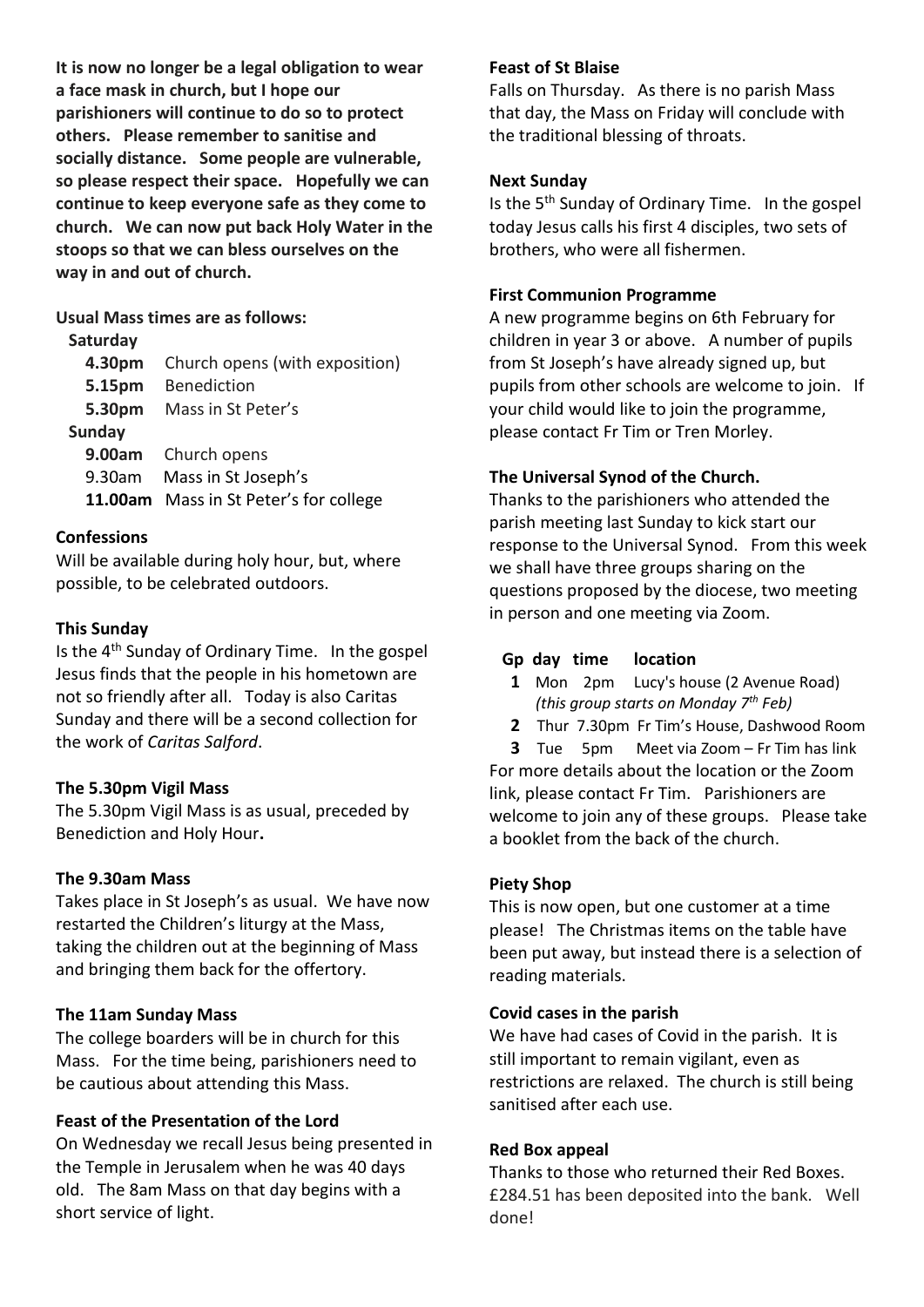**It is now no longer be a legal obligation to wear a face mask in church, but I hope our parishioners will continue to do so to protect others. Please remember to sanitise and socially distance. Some people are vulnerable, so please respect their space. Hopefully we can continue to keep everyone safe as they come to church. We can now put back Holy Water in the stoops so that we can bless ourselves on the way in and out of church.**

**Usual Mass times are as follows:**

**Saturday**

| | |
|---|---|
| **4.30pm** | Church opens (with exposition) |
| **5.15pm** | Benediction |
| **5.30pm** | Mass in St Peter's |

**Sunday**

| | |
|---|---|
| **9.00am** | Church opens |
| 9.30am | Mass in St Joseph's |
| **11.00am** | Mass in St Peter's for college |

**Confessions**

Will be available during holy hour, but, where possible, to be celebrated outdoors.

**This Sunday**

Is the 4th Sunday of Ordinary Time. In the gospel Jesus finds that the people in his hometown are not so friendly after all. Today is also Caritas Sunday and there will be a second collection for the work of *Caritas Salford*.

**The 5.30pm Vigil Mass**

The 5.30pm Vigil Mass is as usual, preceded by Benediction and Holy Hour**.**

**The 9.30am Mass**

Takes place in St Joseph's as usual. We have now restarted the Children's liturgy at the Mass, taking the children out at the beginning of Mass and bringing them back for the offertory.

**The 11am Sunday Mass**

The college boarders will be in church for this Mass. For the time being, parishioners need to be cautious about attending this Mass.

**Feast of the Presentation of the Lord**

On Wednesday we recall Jesus being presented in the Temple in Jerusalem when he was 40 days old. The 8am Mass on that day begins with a short service of light.

**Feast of St Blaise**

Falls on Thursday. As there is no parish Mass that day, the Mass on Friday will conclude with the traditional blessing of throats.

**Next Sunday**

Is the 5th Sunday of Ordinary Time. In the gospel today Jesus calls his first 4 disciples, two sets of brothers, who were all fishermen.

**First Communion Programme**

A new programme begins on 6th February for children in year 3 or above. A number of pupils from St Joseph's have already signed up, but pupils from other schools are welcome to join. If your child would like to join the programme, please contact Fr Tim or Tren Morley.

**The Universal Synod of the Church.**

Thanks to the parishioners who attended the parish meeting last Sunday to kick start our response to the Universal Synod. From this week we shall have three groups sharing on the questions proposed by the diocese, two meeting in person and one meeting via Zoom.

| Gp | day | time | location |
|---|---|---|---|
| **1** | Mon | 2pm | Lucy's house (2 Avenue Road) *(this group starts on Monday 7th Feb)* |
| **2** | Thur | 7.30pm | Fr Tim's House, Dashwood Room |
| **3** | Tue | 5pm | Meet via Zoom – Fr Tim has link |

For more details about the location or the Zoom link, please contact Fr Tim. Parishioners are welcome to join any of these groups. Please take a booklet from the back of the church.

**Piety Shop**

This is now open, but one customer at a time please! The Christmas items on the table have been put away, but instead there is a selection of reading materials.

**Covid cases in the parish**

We have had cases of Covid in the parish. It is still important to remain vigilant, even as restrictions are relaxed. The church is still being sanitised after each use.

**Red Box appeal**

Thanks to those who returned their Red Boxes. £284.51 has been deposited into the bank. Well done!